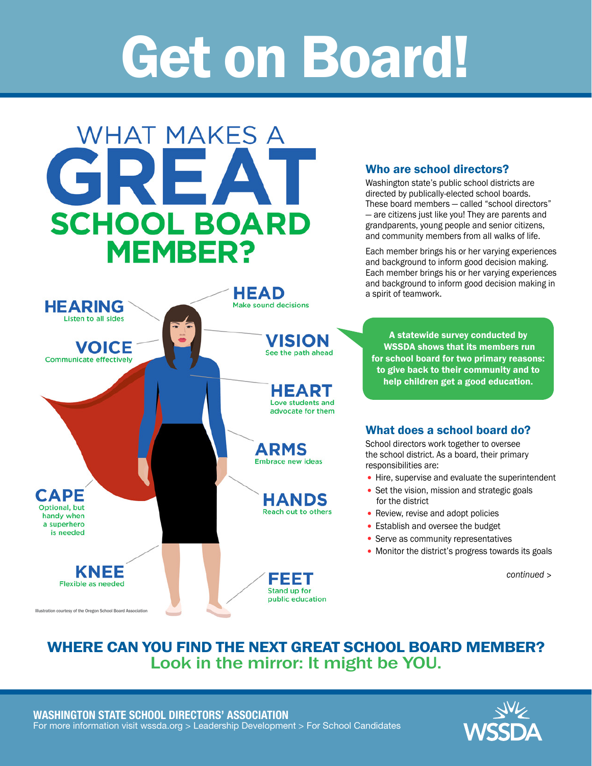# Get on Board!

## WHAT MAKES A GREAT SCHOOL BOARD MEMBER?

**HEARING**
Listen to all sides

**VOICE**
Communicate effectively

**HEAD**
Make sound decisions

**VISION**
See the path ahead

**HEART**
Love students and advocate for them

**ARMS**
Embrace new ideas

**HANDS**
Reach out to others

**CAPE**
Optional, but handy when a superhero is needed

**KNEE**
Flexible as needed

**FEET**
Stand up for public education

Illustration courtesy of the Oregon School Board Association

### Who are school directors?

Washington state's public school districts are directed by publically-elected school boards. These board members — called "school directors" — are citizens just like you! They are parents and grandparents, young people and senior citizens, and community members from all walks of life.

Each member brings his or her varying experiences and background to inform good decision making. Each member brings his or her varying experiences and background to inform good decision making in a spirit of teamwork.

**A statewide survey conducted by WSSDA shows that its members run for school board for two primary reasons: to give back to their community and to help children get a good education.**

### What does a school board do?

School directors work together to oversee the school district. As a board, their primary responsibilities are:

- Hire, supervise and evaluate the superintendent
- Set the vision, mission and strategic goals for the district
- Review, revise and adopt policies
- Establish and oversee the budget
- Serve as community representatives
- Monitor the district's progress towards its goals

*continued >*

## WHERE CAN YOU FIND THE NEXT GREAT SCHOOL BOARD MEMBER?

**Look in the mirror: It might be YOU.**

**WASHINGTON STATE SCHOOL DIRECTORS' ASSOCIATION**
For more information visit wssda.org > Leadership Development > For School Candidates

WSSDA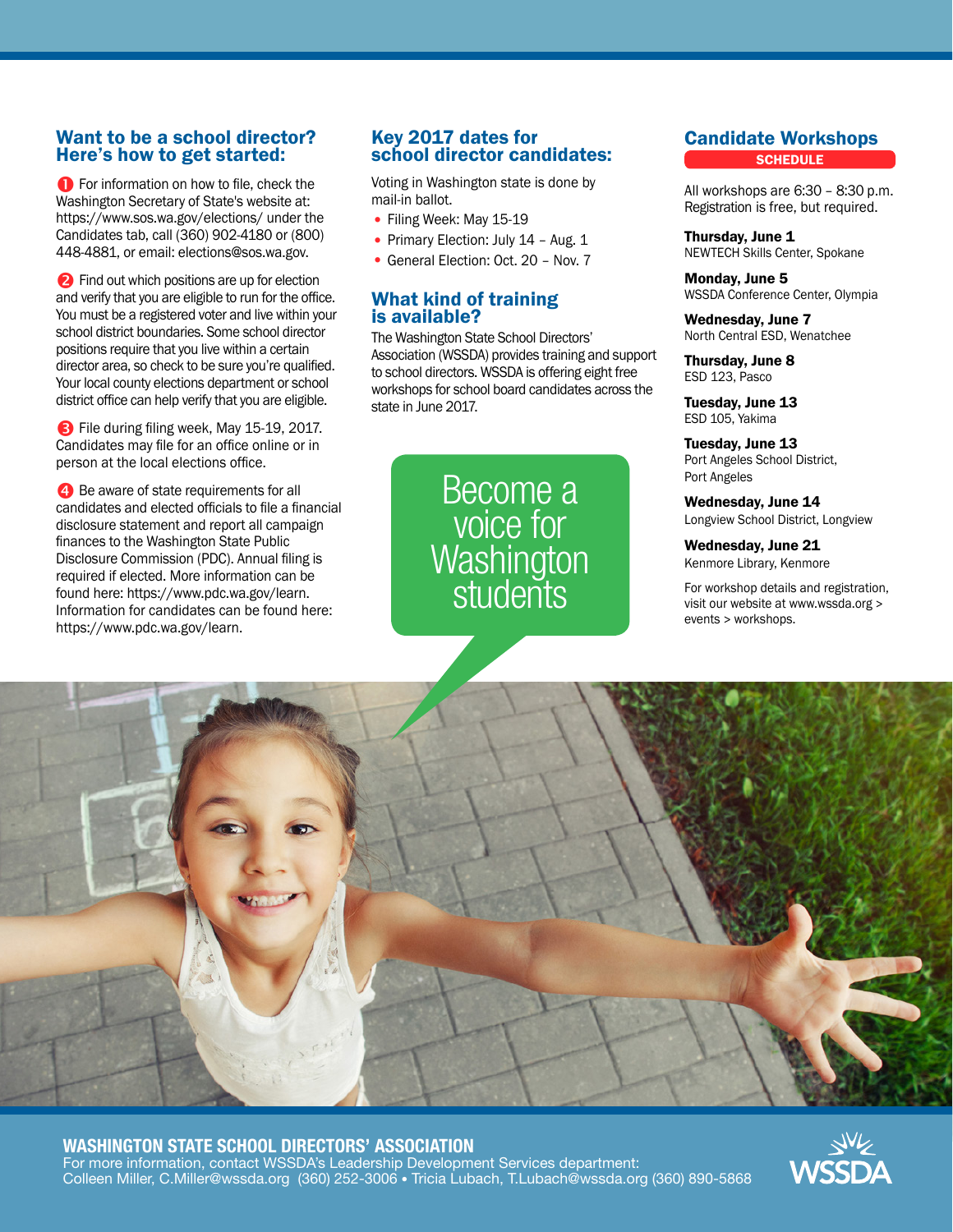## Want to be a school director? Here's how to get started:

1. For information on how to file, check the Washington Secretary of State's website at: https://www.sos.wa.gov/elections/ under the Candidates tab, call (360) 902-4180 or (800) 448-4881, or email: elections@sos.wa.gov.

2. Find out which positions are up for election and verify that you are eligible to run for the office. You must be a registered voter and live within your school district boundaries. Some school director positions require that you live within a certain director area, so check to be sure you're qualified. Your local county elections department or school district office can help verify that you are eligible.

3. File during filing week, May 15-19, 2017. Candidates may file for an office online or in person at the local elections office.

4. Be aware of state requirements for all candidates and elected officials to file a financial disclosure statement and report all campaign finances to the Washington State Public Disclosure Commission (PDC). Annual filing is required if elected. More information can be found here: https://www.pdc.wa.gov/learn. Information for candidates can be found here: https://www.pdc.wa.gov/learn.

## Key 2017 dates for school director candidates:

Voting in Washington state is done by mail-in ballot.

- Filing Week: May 15-19
- Primary Election: July 14 – Aug. 1
- General Election: Oct. 20 – Nov. 7

## What kind of training is available?

The Washington State School Directors' Association (WSSDA) provides training and support to school directors. WSSDA is offering eight free workshops for school board candidates across the state in June 2017.

Become a voice for Washington students

## Candidate Workshops

**SCHEDULE**

All workshops are 6:30 – 8:30 p.m. Registration is free, but required.

**Thursday, June 1**
NEWTECH Skills Center, Spokane

**Monday, June 5**
WSSDA Conference Center, Olympia

**Wednesday, June 7**
North Central ESD, Wenatchee

**Thursday, June 8**
ESD 123, Pasco

**Tuesday, June 13**
ESD 105, Yakima

**Tuesday, June 13**
Port Angeles School District, Port Angeles

**Wednesday, June 14**
Longview School District, Longview

**Wednesday, June 21**
Kenmore Library, Kenmore

For workshop details and registration, visit our website at www.wssda.org > events > workshops.

**WASHINGTON STATE SCHOOL DIRECTORS' ASSOCIATION**

For more information, contact WSSDA's Leadership Development Services department:
Colleen Miller, C.Miller@wssda.org (360) 252-3006 • Tricia Lubach, T.Lubach@wssda.org (360) 890-5868

WSSDA